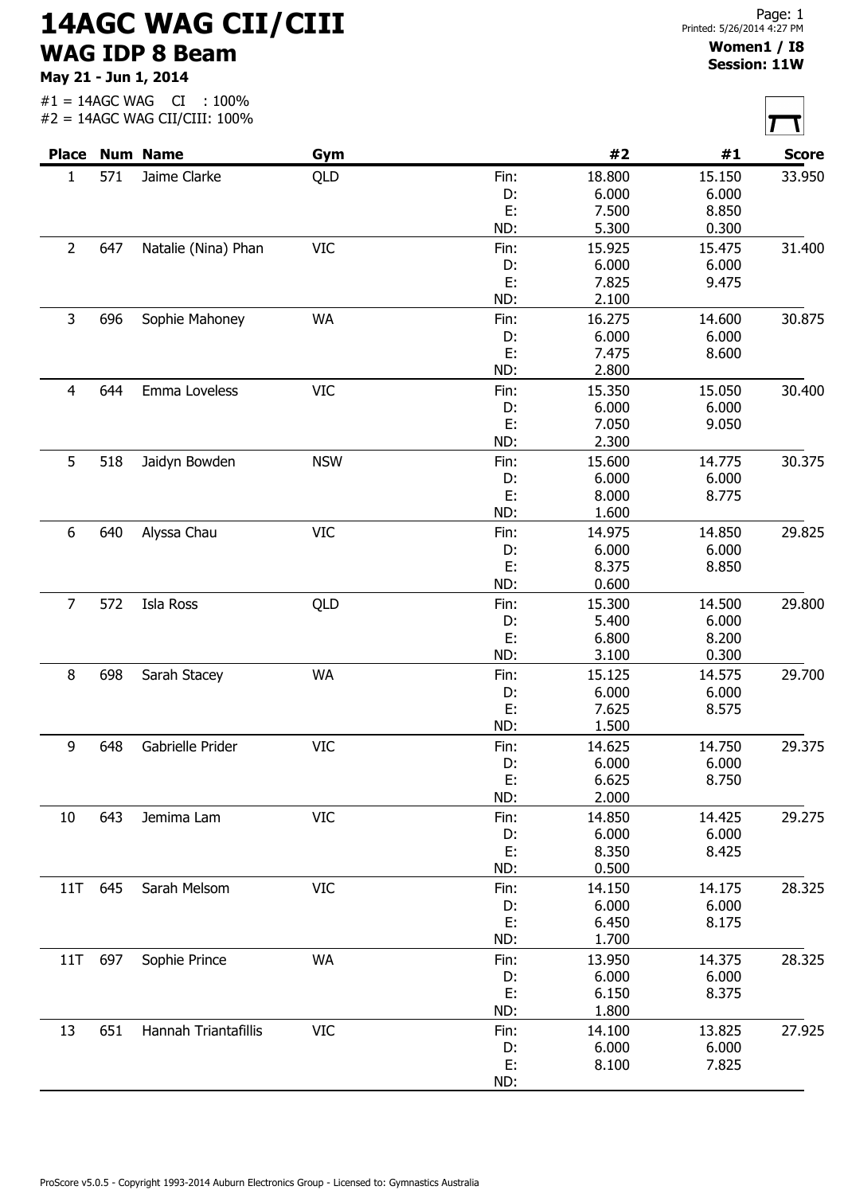# 14AGC WAG CII/CIII

## WAG IDP 8 Beam

**May 21 - Jun 1, 2014**

#1 = 14AGC WAG CI : 100%
#2 = 14AGC WAG CII/CIII: 100%

Printed: 5/26/2014 4:27 PM

**Women1 / I8**
**Session: 11W**

| Place | Num | Name | Gym | | #2 | #1 | Score |
|---|---|---|---|---|---|---|---|
| 1 | 571 | Jaime Clarke | QLD | Fin: | 18.800 | 15.150 | 33.950 |
| | | | | D: | 6.000 | 6.000 | |
| | | | | E: | 7.500 | 8.850 | |
| | | | | ND: | 5.300 | 0.300 | |
| 2 | 647 | Natalie (Nina) Phan | VIC | Fin: | 15.925 | 15.475 | 31.400 |
| | | | | D: | 6.000 | 6.000 | |
| | | | | E: | 7.825 | 9.475 | |
| | | | | ND: | 2.100 | | |
| 3 | 696 | Sophie Mahoney | WA | Fin: | 16.275 | 14.600 | 30.875 |
| | | | | D: | 6.000 | 6.000 | |
| | | | | E: | 7.475 | 8.600 | |
| | | | | ND: | 2.800 | | |
| 4 | 644 | Emma Loveless | VIC | Fin: | 15.350 | 15.050 | 30.400 |
| | | | | D: | 6.000 | 6.000 | |
| | | | | E: | 7.050 | 9.050 | |
| | | | | ND: | 2.300 | | |
| 5 | 518 | Jaidyn Bowden | NSW | Fin: | 15.600 | 14.775 | 30.375 |
| | | | | D: | 6.000 | 6.000 | |
| | | | | E: | 8.000 | 8.775 | |
| | | | | ND: | 1.600 | | |
| 6 | 640 | Alyssa Chau | VIC | Fin: | 14.975 | 14.850 | 29.825 |
| | | | | D: | 6.000 | 6.000 | |
| | | | | E: | 8.375 | 8.850 | |
| | | | | ND: | 0.600 | | |
| 7 | 572 | Isla Ross | QLD | Fin: | 15.300 | 14.500 | 29.800 |
| | | | | D: | 5.400 | 6.000 | |
| | | | | E: | 6.800 | 8.200 | |
| | | | | ND: | 3.100 | 0.300 | |
| 8 | 698 | Sarah Stacey | WA | Fin: | 15.125 | 14.575 | 29.700 |
| | | | | D: | 6.000 | 6.000 | |
| | | | | E: | 7.625 | 8.575 | |
| | | | | ND: | 1.500 | | |
| 9 | 648 | Gabrielle Prider | VIC | Fin: | 14.625 | 14.750 | 29.375 |
| | | | | D: | 6.000 | 6.000 | |
| | | | | E: | 6.625 | 8.750 | |
| | | | | ND: | 2.000 | | |
| 10 | 643 | Jemima Lam | VIC | Fin: | 14.850 | 14.425 | 29.275 |
| | | | | D: | 6.000 | 6.000 | |
| | | | | E: | 8.350 | 8.425 | |
| | | | | ND: | 0.500 | | |
| 11T | 645 | Sarah Melsom | VIC | Fin: | 14.150 | 14.175 | 28.325 |
| | | | | D: | 6.000 | 6.000 | |
| | | | | E: | 6.450 | 8.175 | |
| | | | | ND: | 1.700 | | |
| 11T | 697 | Sophie Prince | WA | Fin: | 13.950 | 14.375 | 28.325 |
| | | | | D: | 6.000 | 6.000 | |
| | | | | E: | 6.150 | 8.375 | |
| | | | | ND: | 1.800 | | |
| 13 | 651 | Hannah Triantafillis | VIC | Fin: | 14.100 | 13.825 | 27.925 |
| | | | | D: | 6.000 | 6.000 | |
| | | | | E: | 8.100 | 7.825 | |
| | | | | ND: | | | |

ProScore v5.0.5 - Copyright 1993-2014 Auburn Electronics Group - Licensed to: Gymnastics Australia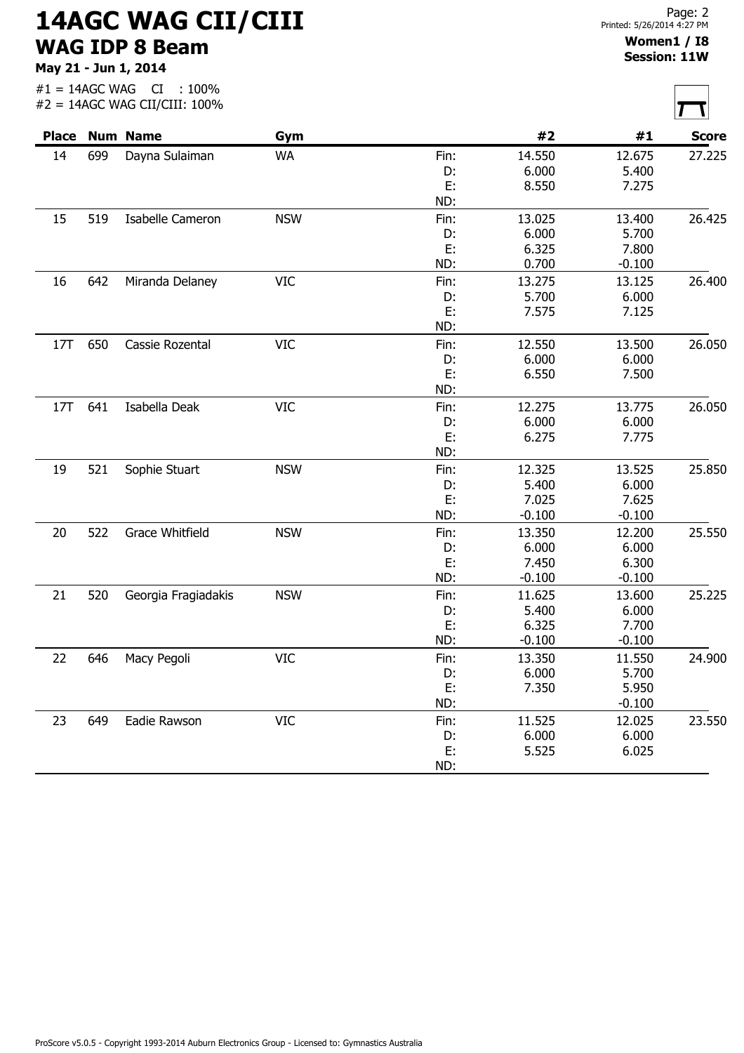# 14AGC WAG CII/CIII

## WAG IDP 8 Beam

**May 21 - Jun 1, 2014**

#1 = 14AGC WAG CI : 100%
#2 = 14AGC WAG CII/CIII: 100%

**Women1 / I8**
**Session: 11W**

| Place | Num | Name | Gym | | #2 | #1 | Score |
|---|---|---|---|---|---|---|---|
| 14 | 699 | Dayna Sulaiman | WA | Fin: | 14.550 | 12.675 | 27.225 |
| | | | | D: | 6.000 | 5.400 | |
| | | | | E: | 8.550 | 7.275 | |
| | | | | ND: | | | |
| 15 | 519 | Isabelle Cameron | NSW | Fin: | 13.025 | 13.400 | 26.425 |
| | | | | D: | 6.000 | 5.700 | |
| | | | | E: | 6.325 | 7.800 | |
| | | | | ND: | 0.700 | -0.100 | |
| 16 | 642 | Miranda Delaney | VIC | Fin: | 13.275 | 13.125 | 26.400 |
| | | | | D: | 5.700 | 6.000 | |
| | | | | E: | 7.575 | 7.125 | |
| | | | | ND: | | | |
| 17T | 650 | Cassie Rozental | VIC | Fin: | 12.550 | 13.500 | 26.050 |
| | | | | D: | 6.000 | 6.000 | |
| | | | | E: | 6.550 | 7.500 | |
| | | | | ND: | | | |
| 17T | 641 | Isabella Deak | VIC | Fin: | 12.275 | 13.775 | 26.050 |
| | | | | D: | 6.000 | 6.000 | |
| | | | | E: | 6.275 | 7.775 | |
| | | | | ND: | | | |
| 19 | 521 | Sophie Stuart | NSW | Fin: | 12.325 | 13.525 | 25.850 |
| | | | | D: | 5.400 | 6.000 | |
| | | | | E: | 7.025 | 7.625 | |
| | | | | ND: | -0.100 | -0.100 | |
| 20 | 522 | Grace Whitfield | NSW | Fin: | 13.350 | 12.200 | 25.550 |
| | | | | D: | 6.000 | 6.000 | |
| | | | | E: | 7.450 | 6.300 | |
| | | | | ND: | -0.100 | -0.100 | |
| 21 | 520 | Georgia Fragiadakis | NSW | Fin: | 11.625 | 13.600 | 25.225 |
| | | | | D: | 5.400 | 6.000 | |
| | | | | E: | 6.325 | 7.700 | |
| | | | | ND: | -0.100 | -0.100 | |
| 22 | 646 | Macy Pegoli | VIC | Fin: | 13.350 | 11.550 | 24.900 |
| | | | | D: | 6.000 | 5.700 | |
| | | | | E: | 7.350 | 5.950 | |
| | | | | ND: | | -0.100 | |
| 23 | 649 | Eadie Rawson | VIC | Fin: | 11.525 | 12.025 | 23.550 |
| | | | | D: | 6.000 | 6.000 | |
| | | | | E: | 5.525 | 6.025 | |
| | | | | ND: | | | |

ProScore v5.0.5 - Copyright 1993-2014 Auburn Electronics Group - Licensed to: Gymnastics Australia